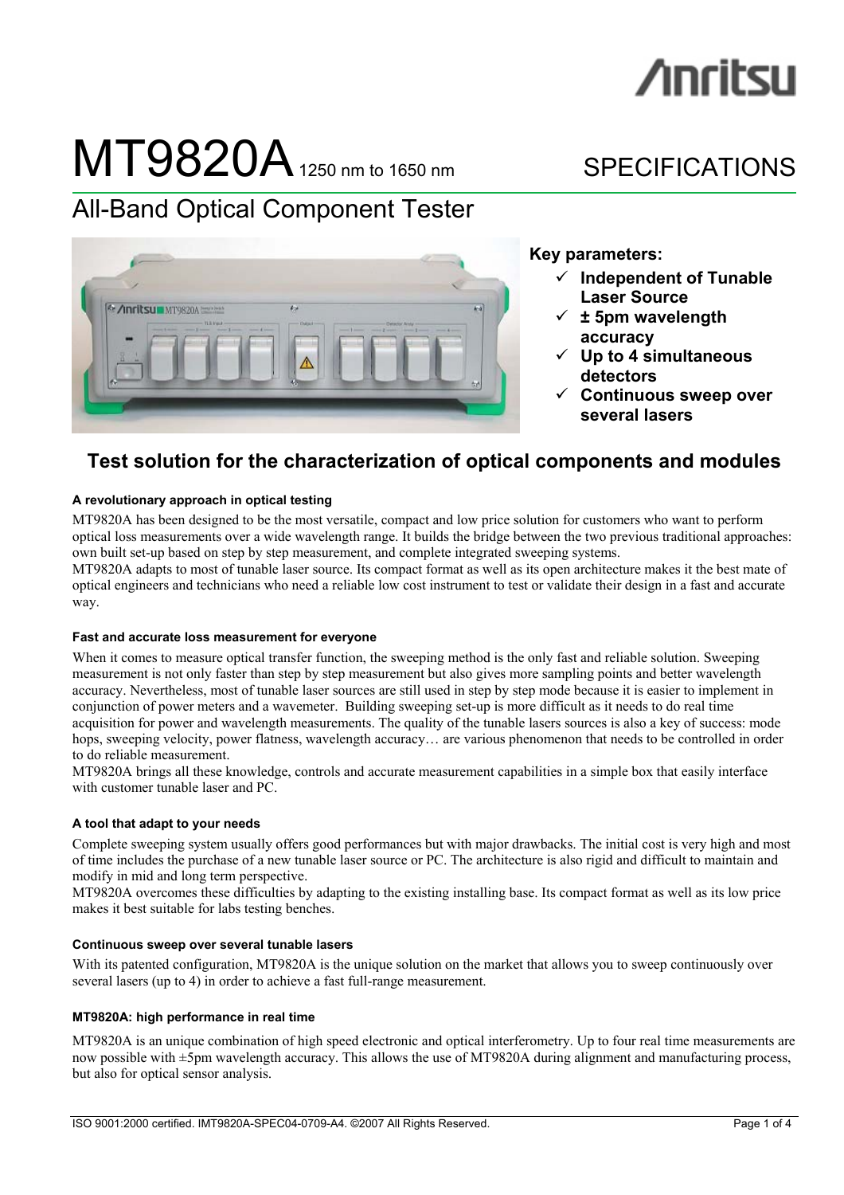Anritsu

# MT9820A 1250 nm to 1650 nm

SPECIFICATIONS

## All-Band Optical Component Tester

**Key parameters:**

- ✓ **Independent of Tunable Laser Source**
- ✓ **± 5pm wavelength accuracy**
- ✓ **Up to 4 simultaneous detectors**
- ✓ **Continuous sweep over several lasers**

## Test solution for the characterization of optical components and modules

#### A revolutionary approach in optical testing

MT9820A has been designed to be the most versatile, compact and low price solution for customers who want to perform optical loss measurements over a wide wavelength range. It builds the bridge between the two previous traditional approaches: own built set-up based on step by step measurement, and complete integrated sweeping systems.

MT9820A adapts to most of tunable laser source. Its compact format as well as its open architecture makes it the best mate of optical engineers and technicians who need a reliable low cost instrument to test or validate their design in a fast and accurate way.

#### Fast and accurate loss measurement for everyone

When it comes to measure optical transfer function, the sweeping method is the only fast and reliable solution. Sweeping measurement is not only faster than step by step measurement but also gives more sampling points and better wavelength accuracy. Nevertheless, most of tunable laser sources are still used in step by step mode because it is easier to implement in conjunction of power meters and a wavemeter. Building sweeping set-up is more difficult as it needs to do real time acquisition for power and wavelength measurements. The quality of the tunable lasers sources is also a key of success: mode hops, sweeping velocity, power flatness, wavelength accuracy… are various phenomenon that needs to be controlled in order to do reliable measurement.

MT9820A brings all these knowledge, controls and accurate measurement capabilities in a simple box that easily interface with customer tunable laser and PC.

#### A tool that adapt to your needs

Complete sweeping system usually offers good performances but with major drawbacks. The initial cost is very high and most of time includes the purchase of a new tunable laser source or PC. The architecture is also rigid and difficult to maintain and modify in mid and long term perspective.

MT9820A overcomes these difficulties by adapting to the existing installing base. Its compact format as well as its low price makes it best suitable for labs testing benches.

#### Continuous sweep over several tunable lasers

With its patented configuration, MT9820A is the unique solution on the market that allows you to sweep continuously over several lasers (up to 4) in order to achieve a fast full-range measurement.

#### MT9820A: high performance in real time

MT9820A is an unique combination of high speed electronic and optical interferometry. Up to four real time measurements are now possible with ±5pm wavelength accuracy. This allows the use of MT9820A during alignment and manufacturing process, but also for optical sensor analysis.

ISO 9001:2000 certified. IMT9820A-SPEC04-0709-A4. ©2007 All Rights Reserved.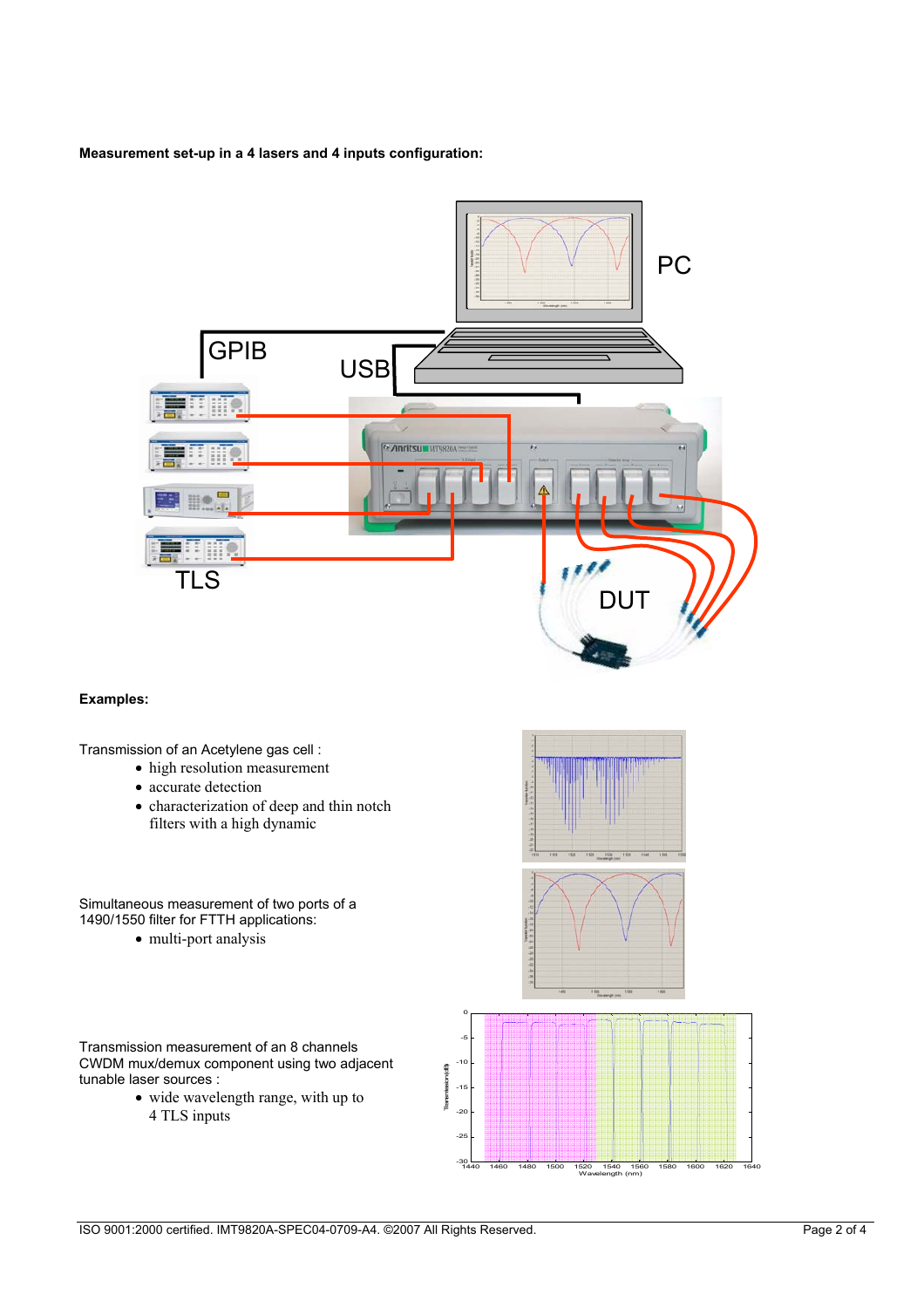**Measurement set-up in a 4 lasers and 4 inputs configuration:**

**Examples:**

Transmission of an Acetylene gas cell :

- high resolution measurement
- accurate detection
- characterization of deep and thin notch filters with a high dynamic

Simultaneous measurement of two ports of a 1490/1550 filter for FTTH applications:

- multi-port analysis

Transmission measurement of an 8 channels CWDM mux/demux component using two adjacent tunable laser sources :

- wide wavelength range, with up to 4 TLS inputs

ISO 9001:2000 certified. IMT9820A-SPEC04-0709-A4. ©2007 All Rights Reserved.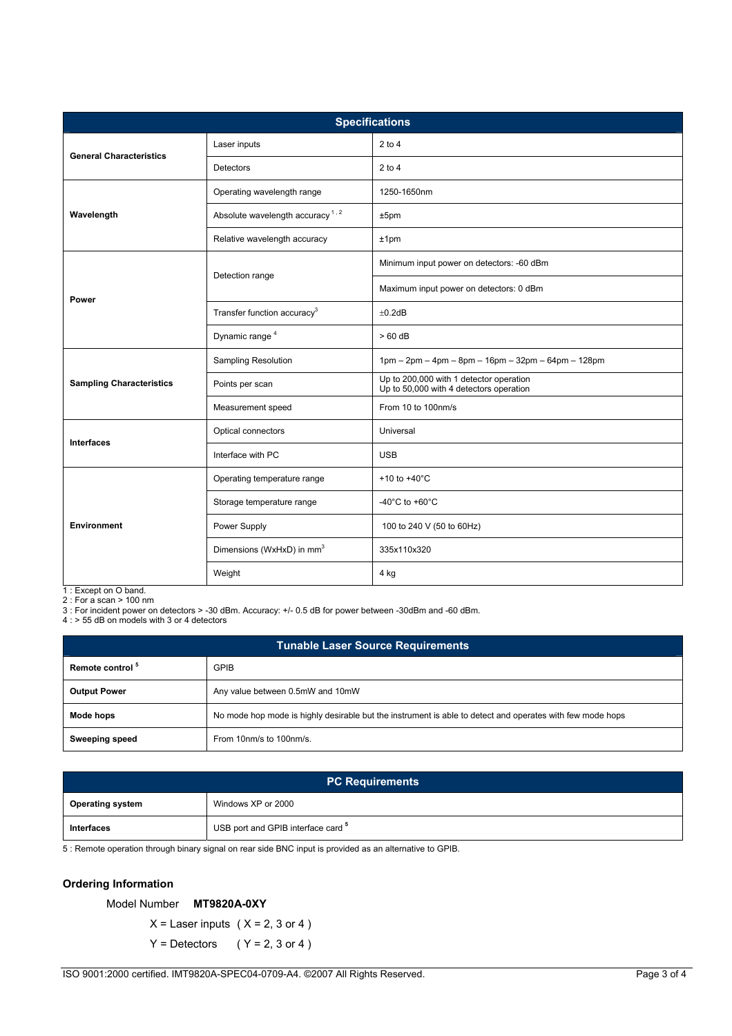| Specifications | | |
|---|---|---|
| **General Characteristics** | Laser inputs | 2 to 4 |
| | Detectors | 2 to 4 |
| **Wavelength** | Operating wavelength range | 1250-1650nm |
| | Absolute wavelength accuracy [1, 2] | ±5pm |
| | Relative wavelength accuracy | ±1pm |
| **Power** | Detection range | Minimum input power on detectors: -60 dBm |
| | | Maximum input power on detectors: 0 dBm |
| | Transfer function accuracy[3] | ±0.2dB |
| | Dynamic range [4] | > 60 dB |
| **Sampling Characteristics** | Sampling Resolution | 1pm – 2pm – 4pm – 8pm – 16pm – 32pm – 64pm – 128pm |
| | Points per scan | Up to 200,000 with 1 detector operation<br>Up to 50,000 with 4 detectors operation |
| | Measurement speed | From 10 to 100nm/s |
| **Interfaces** | Optical connectors | Universal |
| | Interface with PC | USB |
| **Environment** | Operating temperature range | +10 to +40°C |
| | Storage temperature range | -40°C to +60°C |
| | Power Supply | 100 to 240 V (50 to 60Hz) |
| | Dimensions (WxHxD) in $mm^3$ | 335x110x320 |
| | Weight | 4 kg |

1 : Except on O band.
2 : For a scan > 100 nm
3 : For incident power on detectors > -30 dBm. Accuracy: +/- 0.5 dB for power between -30dBm and -60 dBm.
4 : > 55 dB on models with 3 or 4 detectors

| Tunable Laser Source Requirements | |
|---|---|
| **Remote control [5]** | GPIB |
| **Output Power** | Any value between 0.5mW and 10mW |
| **Mode hops** | No mode hop mode is highly desirable but the instrument is able to detect and operates with few mode hops |
| **Sweeping speed** | From 10nm/s to 100nm/s. |

| PC Requirements | |
|---|---|
| **Operating system** | Windows XP or 2000 |
| **Interfaces** | USB port and GPIB interface card [5] |

5 : Remote operation through binary signal on rear side BNC input is provided as an alternative to GPIB.

## Ordering Information

Model Number **MT9820A-0XY**

X = Laser inputs ( X = 2, 3 or 4 )

Y = Detectors ( Y = 2, 3 or 4 )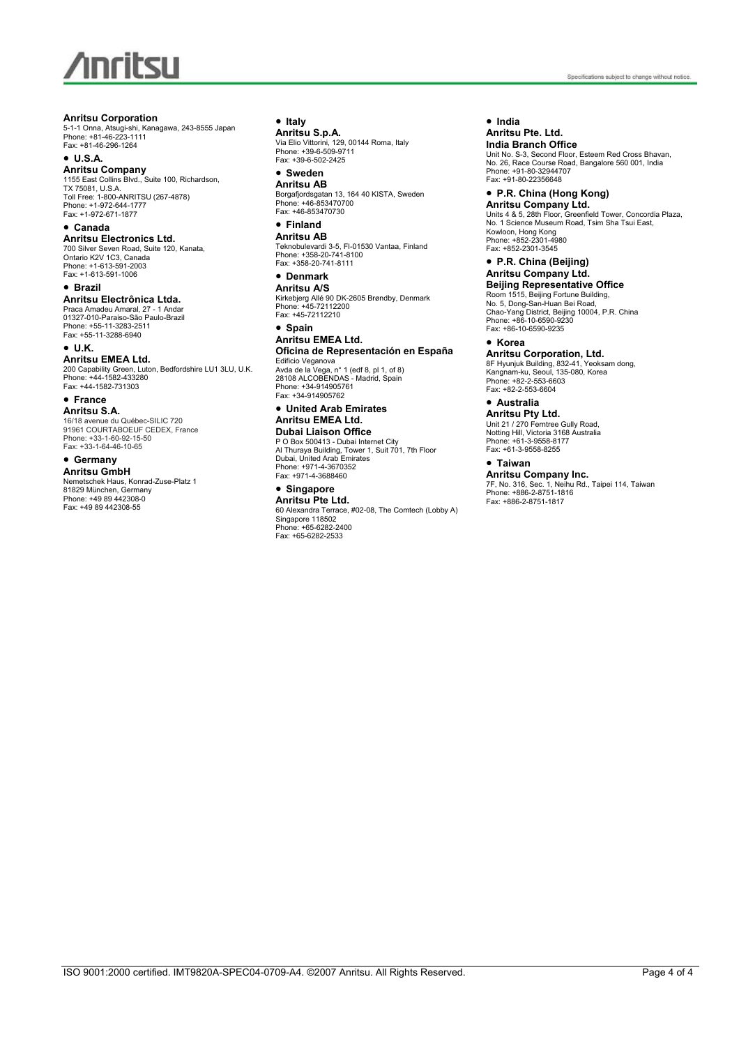**Anritsu Corporation**
5-1-1 Onna, Atsugi-shi, Kanagawa, 243-8555 Japan
Phone: +81-46-223-1111
Fax: +81-46-296-1264

- **U.S.A.**

**Anritsu Company**
1155 East Collins Blvd., Suite 100, Richardson, TX 75081, U.S.A.
Toll Free: 1-800-ANRITSU (267-4878)
Phone: +1-972-644-1777
Fax: +1-972-671-1877

- **Canada**

**Anritsu Electronics Ltd.**
700 Silver Seven Road, Suite 120, Kanata, Ontario K2V 1C3, Canada
Phone: +1-613-591-2003
Fax: +1-613-591-1006

- **Brazil**

**Anritsu Electrônica Ltda.**
Praca Amadeu Amaral, 27 - 1 Andar
01327-010-Paraiso-São Paulo-Brazil
Phone: +55-11-3283-2511
Fax: +55-11-3288-6940

- **U.K.**

**Anritsu EMEA Ltd.**
200 Capability Green, Luton, Bedfordshire LU1 3LU, U.K.
Phone: +44-1582-433280
Fax: +44-1582-731303

- **France**

**Anritsu S.A.**
16/18 avenue du Québec-SILIC 720
91961 COURTABOEUF CEDEX, France
Phone: +33-1-60-92-15-50
Fax: +33-1-64-46-10-65

- **Germany**

**Anritsu GmbH**
Nemetschek Haus, Konrad-Zuse-Platz 1
81829 München, Germany
Phone: +49 89 442308-0
Fax: +49 89 442308-55

- **Italy**

**Anritsu S.p.A.**
Via Elio Vittorini, 129, 00144 Roma, Italy
Phone: +39-6-509-9711
Fax: +39-6-502-2425

- **Sweden**

**Anritsu AB**
Borgafjordsgatan 13, 164 40 KISTA, Sweden
Phone: +46-853470700
Fax: +46-853470730

- **Finland**

**Anritsu AB**
Teknobulevardi 3-5, FI-01530 Vantaa, Finland
Phone: +358-20-741-8100
Fax: +358-20-741-8111

- **Denmark**

**Anritsu A/S**
Kirkebjerg Allé 90 DK-2605 Brøndby, Denmark
Phone: +45-72112200
Fax: +45-72112210

- **Spain**

**Anritsu EMEA Ltd.**
**Oficina de Representación en España**
Edificio Veganova
Avda de la Vega, n° 1 (edf 8, pl 1, of 8)
28108 ALCOBENDAS - Madrid, Spain
Phone: +34-914905761
Fax: +34-914905762

- **United Arab Emirates**

**Anritsu EMEA Ltd.**
**Dubai Liaison Office**
P O Box 500413 - Dubai Internet City
Al Thuraya Building, Tower 1, Suit 701, 7th Floor
Dubai, United Arab Emirates
Phone: +971-4-3670352
Fax: +971-4-3688460

- **Singapore**

**Anritsu Pte Ltd.**
60 Alexandra Terrace, #02-08, The Comtech (Lobby A)
Singapore 118502
Phone: +65-6282-2400
Fax: +65-6282-2533

- **India**

**Anritsu Pte. Ltd.**
**India Branch Office**
Unit No. S-3, Second Floor, Esteem Red Cross Bhavan, No. 26, Race Course Road, Bangalore 560 001, India
Phone: +91-80-32944707
Fax: +91-80-22356648

- **P.R. China (Hong Kong)**

**Anritsu Company Ltd.**
Units 4 & 5, 28th Floor, Greenfield Tower, Concordia Plaza, No. 1 Science Museum Road, Tsim Sha Tsui East, Kowloon, Hong Kong
Phone: +852-2301-4980
Fax: +852-2301-3545

- **P.R. China (Beijing)**

**Anritsu Company Ltd.**
**Beijing Representative Office**
Room 1515, Beijing Fortune Building,
No. 5, Dong-San-Huan Bei Road,
Chao-Yang District, Beijing 10004, P.R. China
Phone: +86-10-6590-9230
Fax: +86-10-6590-9235

- **Korea**

**Anritsu Corporation, Ltd.**
8F Hyunjuk Building, 832-41, Yeoksam dong, Kangnam-ku, Seoul, 135-080, Korea
Phone: +82-2-553-6603
Fax: +82-2-553-6604

- **Australia**

**Anritsu Pty Ltd.**
Unit 21 / 270 Ferntree Gully Road,
Notting Hill, Victoria 3168 Australia
Phone: +61-3-9558-8177
Fax: +61-3-9558-8255

- **Taiwan**

**Anritsu Company Inc.**
7F, No. 316, Sec. 1, Neihu Rd., Taipei 114, Taiwan
Phone: +886-2-8751-1816
Fax: +886-2-8751-1817

ISO 9001:2000 certified. IMT9820A-SPEC04-0709-A4. ©2007 Anritsu. All Rights Reserved.